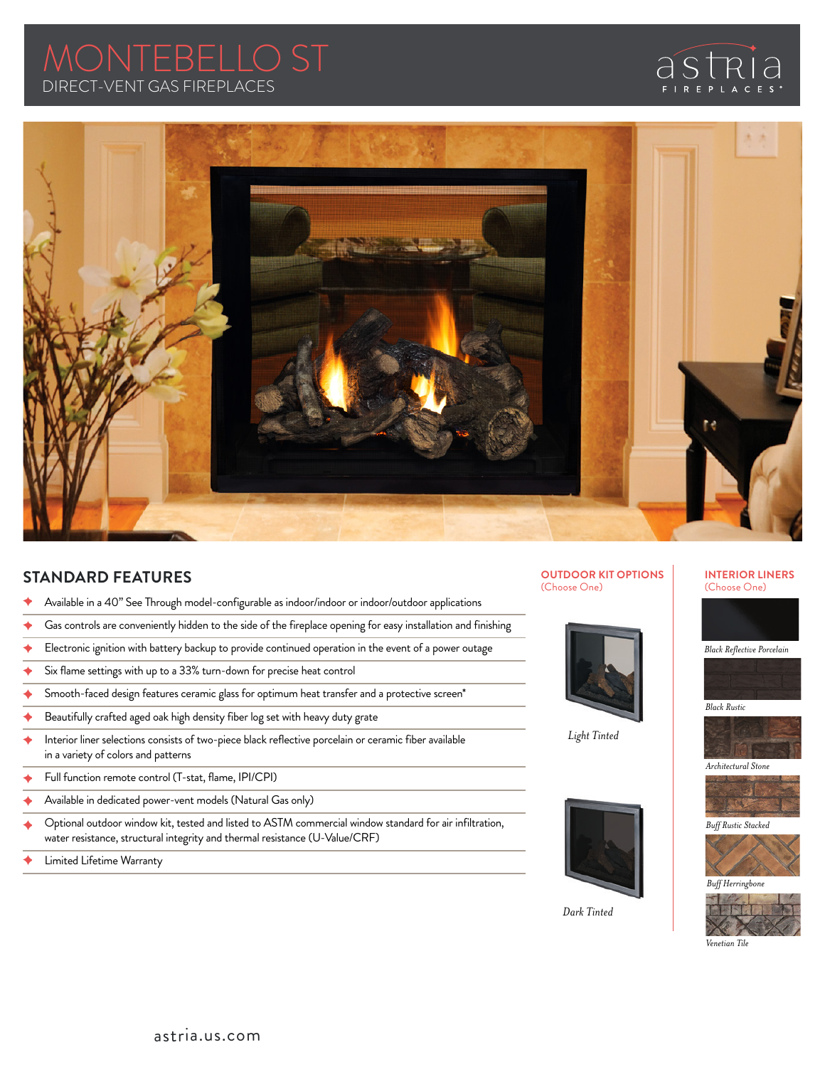# MONTEBELLO ST

DIRECT-VENT GAS FIREPLACES

astria FIREPLACES

## STANDARD FEATURES

- Available in a 40" See Through model-configurable as indoor/indoor or indoor/outdoor applications
- Gas controls are conveniently hidden to the side of the fireplace opening for easy installation and finishing
- Electronic ignition with battery backup to provide continued operation in the event of a power outage
- Six flame settings with up to a 33% turn-down for precise heat control
- Smooth-faced design features ceramic glass for optimum heat transfer and a protective screen*
- Beautifully crafted aged oak high density fiber log set with heavy duty grate
- Interior liner selections consists of two-piece black reflective porcelain or ceramic fiber available in a variety of colors and patterns
- Full function remote control (T-stat, flame, IPI/CPI)
- Available in dedicated power-vent models (Natural Gas only)
- Optional outdoor window kit, tested and listed to ASTM commercial window standard for air infiltration, water resistance, structural integrity and thermal resistance (U-Value/CRF)
- Limited Lifetime Warranty

## OUTDOOR KIT OPTIONS

(Choose One)

*Light Tinted*

*Dark Tinted*

## INTERIOR LINERS

(Choose One)

*Black Reflective Porcelain*

*Black Rustic*

*Architectural Stone*

*Buff Rustic Stacked*

*Buff Herringbone*

*Venetian Tile*

astria.us.com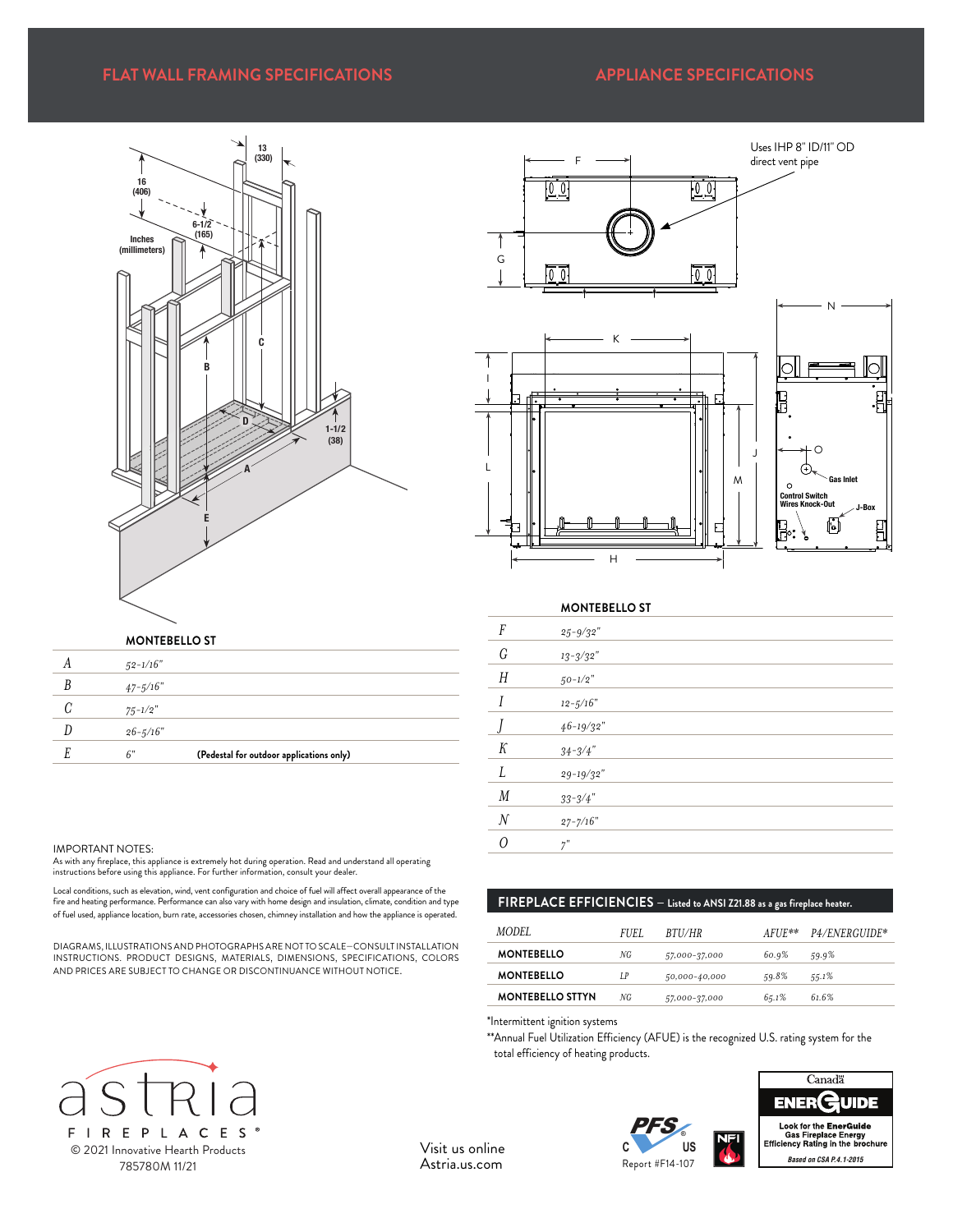## FLAT WALL FRAMING SPECIFICATIONS

13
(330)

16
(406)

6-1/2
(165)

Inches
(millimeters)

C

B

D

1-1/2
(38)

A

E

| | MONTEBELLO ST | |
|---|---|---|
| A | 52-1/16" | |
| B | 47-5/16" | |
| C | 75-1/2" | |
| D | 26-5/16" | |
| E | 6" | **(Pedestal for outdoor applications only)** |

IMPORTANT NOTES:
As with any fireplace, this appliance is extremely hot during operation. Read and understand all operating instructions before using this appliance. For further information, consult your dealer.

Local conditions, such as elevation, wind, vent configuration and choice of fuel will affect overall appearance of the fire and heating performance. Performance can also vary with home design and insulation, climate, condition and type of fuel used, appliance location, burn rate, accessories chosen, chimney installation and how the appliance is operated.

DIAGRAMS, ILLUSTRATIONS AND PHOTOGRAPHS ARE NOT TO SCALE—CONSULT INSTALLATION INSTRUCTIONS. PRODUCT DESIGNS, MATERIALS, DIMENSIONS, SPECIFICATIONS, COLORS AND PRICES ARE SUBJECT TO CHANGE OR DISCONTINUANCE WITHOUT NOTICE.

## APPLIANCE SPECIFICATIONS

Uses IHP 8" ID/11" OD direct vent pipe

F

G

K

N

I

L

M

J

O

Gas Inlet

Control Switch Wires Knock-Out

J-Box

H

| | MONTEBELLO ST |
|---|---|
| F | 25-9/32" |
| G | 13-3/32" |
| H | 50-1/2" |
| I | 12-5/16" |
| J | 46-19/32" |
| K | 34-3/4" |
| L | 29-19/32" |
| M | 33-3/4" |
| N | 27-7/16" |
| O | 7" |

### FIREPLACE EFFICIENCIES – Listed to ANSI Z21.88 as a gas fireplace heater.

| MODEL | FUEL | BTU/HR | AFUE** | P4/ENERGUIDE* |
|---|---|---|---|---|
| **MONTEBELLO** | NG | 57,000-37,000 | 60.9% | 59.9% |
| **MONTEBELLO** | LP | 50,000-40,000 | 59.8% | 55.1% |
| **MONTEBELLO STTYN** | NG | 57,000-37,000 | 65.1% | 61.6% |

*Intermittent ignition systems

**Annual Fuel Utilization Efficiency (AFUE) is the recognized U.S. rating system for the total efficiency of heating products.

astria FIREPLACES®
© 2021 Innovative Hearth Products
785780M 11/21

Visit us online
Astria.us.com

PFS® C US
Report #F14-107

NFI

Canada
ENERGUIDE
Look for the EnerGuide Gas Fireplace Energy Efficiency Rating in the brochure
Based on CSA P.4.1-2015